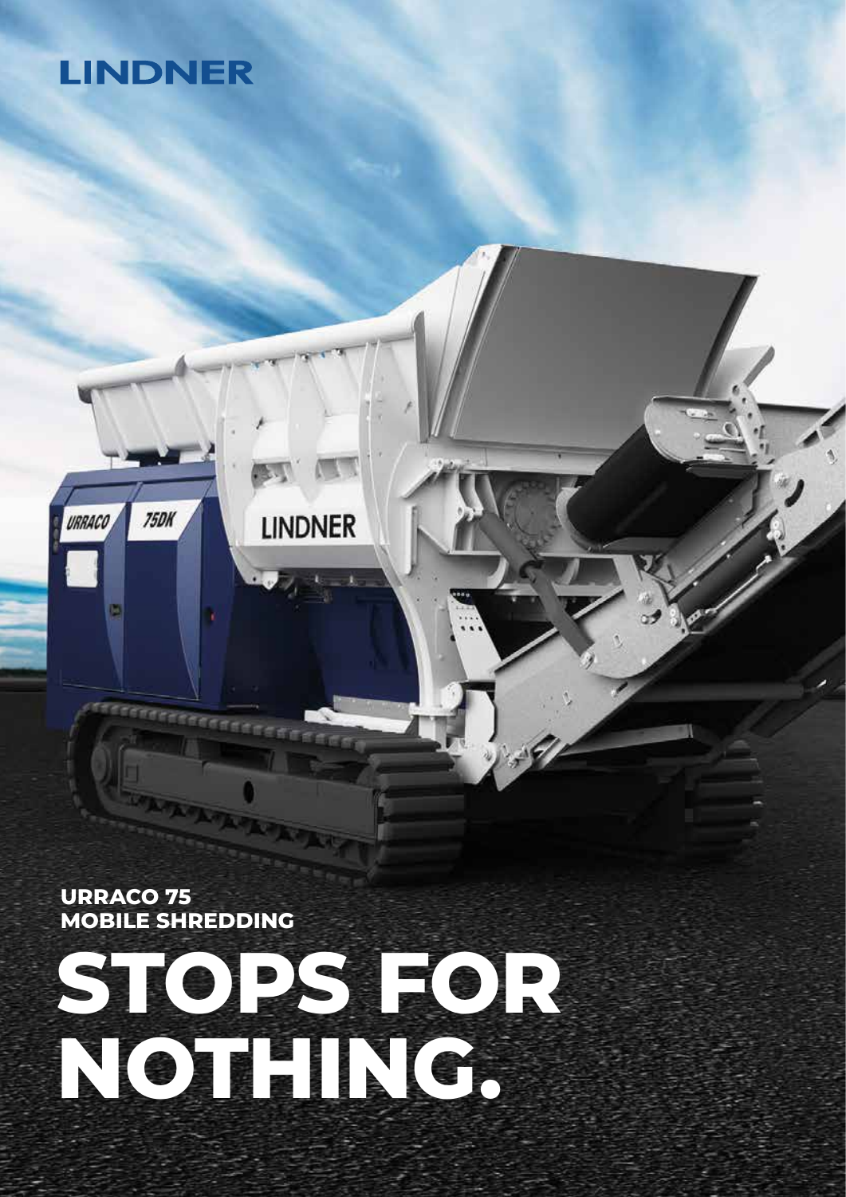LINDNER

**URRACO 75**
**MOBILE SHREDDING**

# STOPS FOR NOTHING.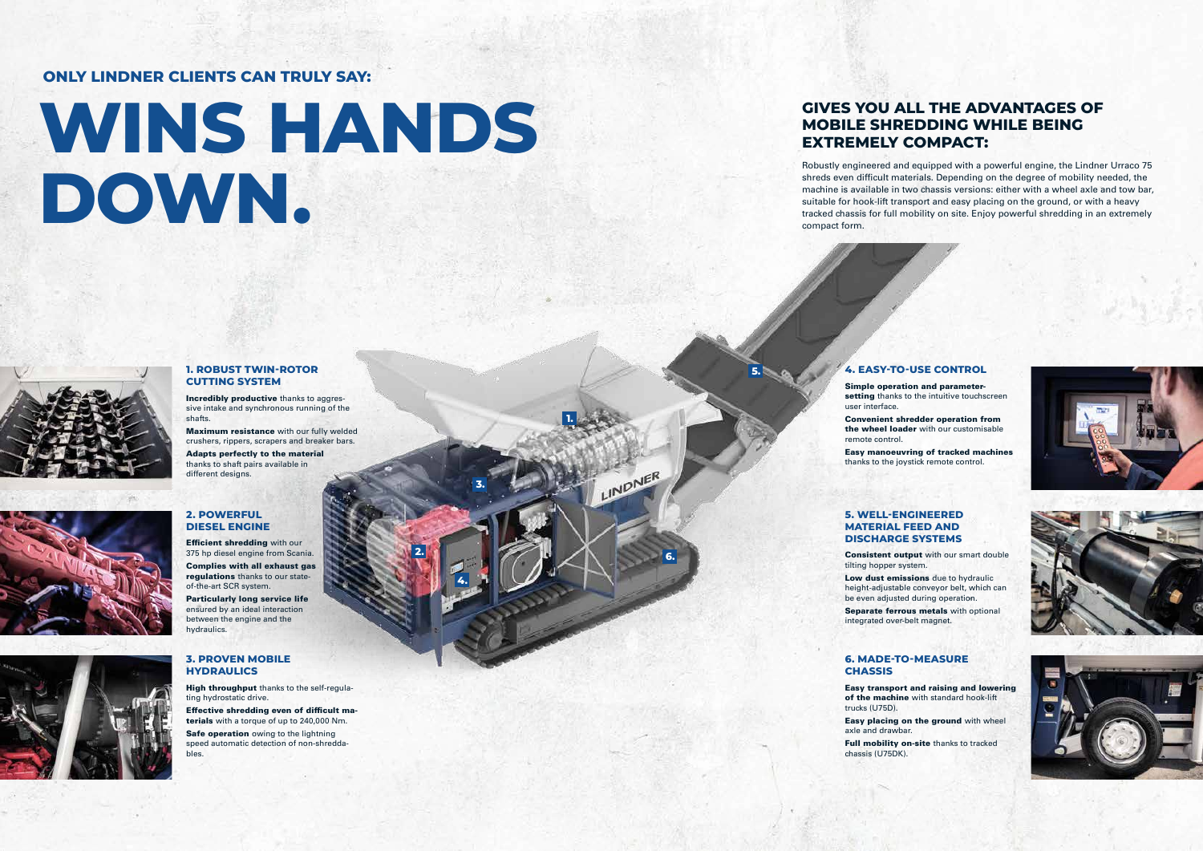**ONLY LINDNER CLIENTS CAN TRULY SAY:**

# WINS HANDS DOWN.

## GIVES YOU ALL THE ADVANTAGES OF MOBILE SHREDDING WHILE BEING EXTREMELY COMPACT:

Robustly engineered and equipped with a powerful engine, the Lindner Urraco 75 shreds even difficult materials. Depending on the degree of mobility needed, the machine is available in two chassis versions: either with a wheel axle and tow bar, suitable for hook-lift transport and easy placing on the ground, or with a heavy tracked chassis for full mobility on site. Enjoy powerful shredding in an extremely compact form.

### 1. ROBUST TWIN-ROTOR CUTTING SYSTEM

**Incredibly productive** thanks to aggressive intake and synchronous running of the shafts.

**Maximum resistance** with our fully welded crushers, rippers, scrapers and breaker bars.

**Adapts perfectly to the material** thanks to shaft pairs available in different designs.

### 2. POWERFUL DIESEL ENGINE

**Efficient shredding** with our 375 hp diesel engine from Scania.

**Complies with all exhaust gas regulations** thanks to our state-of-the-art SCR system.

**Particularly long service life** ensured by an ideal interaction between the engine and the hydraulics.

### 3. PROVEN MOBILE HYDRAULICS

**High throughput** thanks to the self-regulating hydrostatic drive.

**Effective shredding even of difficult materials** with a torque of up to 240,000 Nm.

**Safe operation** owing to the lightning speed automatic detection of non-shreddables.

### 4. EASY-TO-USE CONTROL

**Simple operation and parameter-setting** thanks to the intuitive touchscreen user interface.

**Convenient shredder operation from the wheel loader** with our customisable remote control.

**Easy manoeuvring of tracked machines** thanks to the joystick remote control.

### 5. WELL-ENGINEERED MATERIAL FEED AND DISCHARGE SYSTEMS

**Consistent output** with our smart double tilting hopper system.

**Low dust emissions** due to hydraulic height-adjustable conveyor belt, which can be even adjusted during operation.

**Separate ferrous metals** with optional integrated over-belt magnet.

### 6. MADE-TO-MEASURE CHASSIS

**Easy transport and raising and lowering of the machine** with standard hook-lift trucks (U75D).

**Easy placing on the ground** with wheel axle and drawbar.

**Full mobility on-site** thanks to tracked chassis (U75DK).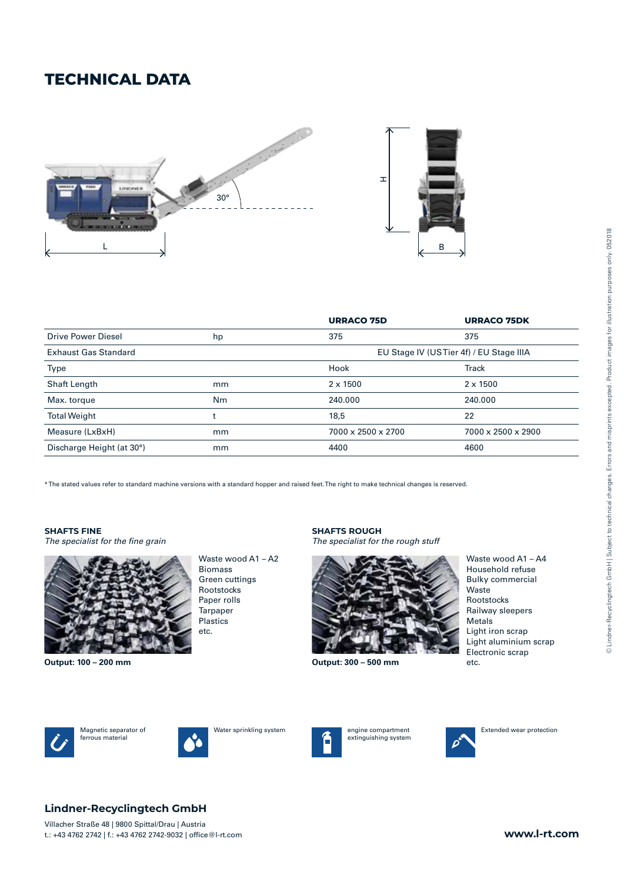# TECHNICAL DATA

30°

L

H

B

| | | URRACO 75D | URRACO 75DK |
|---|---|---|---|
| Drive Power Diesel | hp | 375 | 375 |
| Exhaust Gas Standard | | EU Stage IV (US Tier 4f) / EU Stage IIIA | |
| Type | | Hook | Track |
| Shaft Length | mm | 2 x 1500 | 2 x 1500 |
| Max. torque | Nm | 240.000 | 240.000 |
| Total Weight | t | 18,5 | 22 |
| Measure (LxBxH) | mm | 7000 x 2500 x 2700 | 7000 x 2500 x 2900 |
| Discharge Height (at 30°) | mm | 4400 | 4600 |

* The stated values refer to standard machine versions with a standard hopper and raised feet. The right to make technical changes is reserved.

### SHAFTS FINE

*The specialist for the fine grain*

Waste wood A1 – A2
Biomass
Green cuttings
Rootstocks
Paper rolls
Tarpaper
Plastics
etc.

**Output: 100 – 200 mm**

### SHAFTS ROUGH

*The specialist for the rough stuff*

Waste wood A1 – A4
Household refuse
Bulky commercial
Waste
Rootstocks
Railway sleepers
Metals
Light iron scrap
Light aluminium scrap
Electronic scrap
etc.

**Output: 300 – 500 mm**

Magnetic separator of ferrous material

Water sprinkling system

engine compartment extinguishing system

Extended wear protection

## Lindner-Recyclingtech GmbH

Villacher Straße 48 | 9800 Spittal/Drau | Austria
t.: +43 4762 2742 | f.: +43 4762 2742-9032 | office@l-rt.com

**www.l-rt.com**

© Lindner-Recyclingtech GmbH | Subject to technical changes. Errors and misprints excepted. Product images for illustration purposes only. 052018